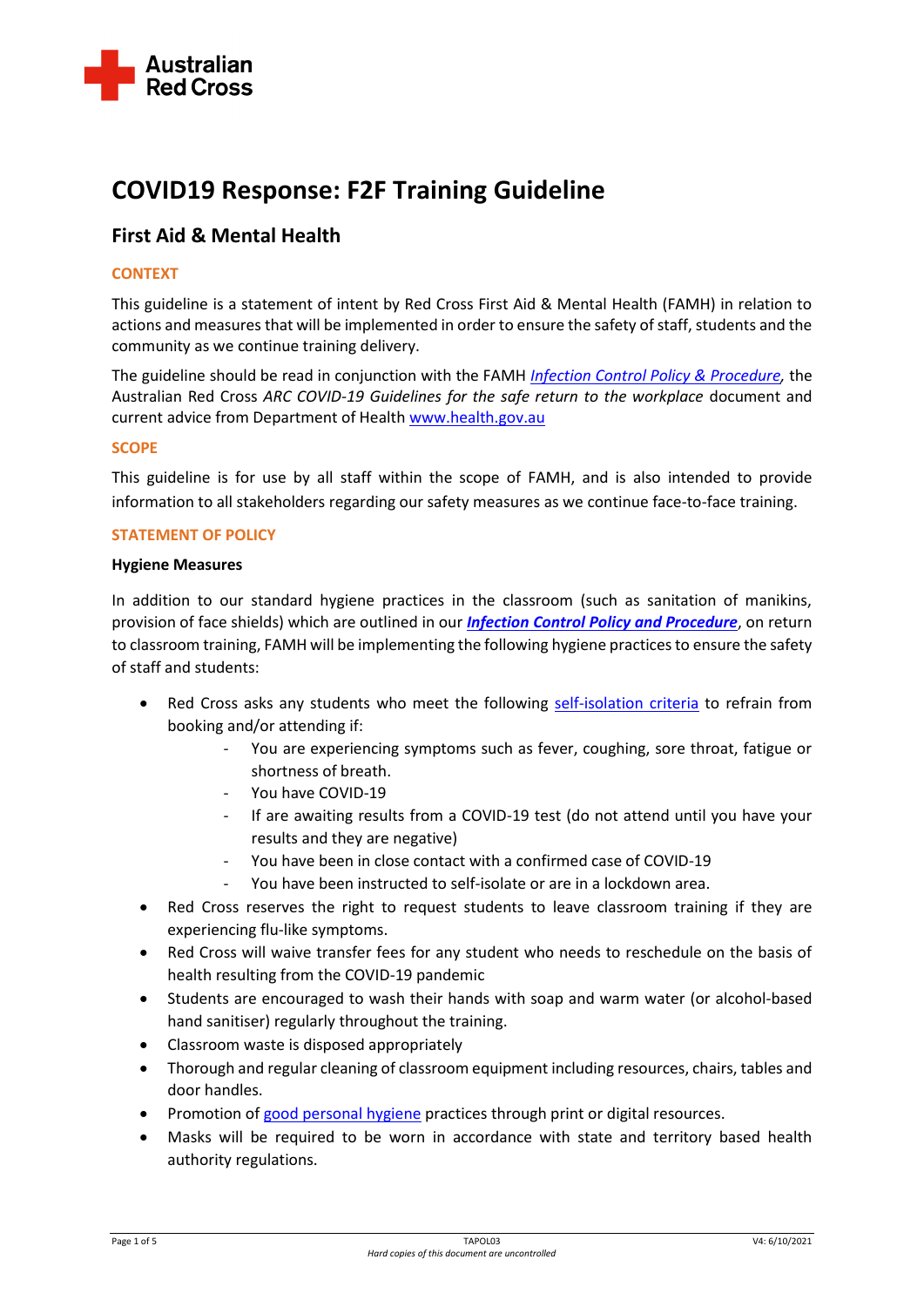Australian Red Cross

# COVID19 Response: F2F Training Guideline

## First Aid & Mental Health

### CONTEXT

This guideline is a statement of intent by Red Cross First Aid & Mental Health (FAMH) in relation to actions and measures that will be implemented in order to ensure the safety of staff, students and the community as we continue training delivery.

The guideline should be read in conjunction with the FAMH *Infection Control Policy & Procedure*, the Australian Red Cross *ARC COVID-19 Guidelines for the safe return to the workplace* document and current advice from Department of Health www.health.gov.au

### SCOPE

This guideline is for use by all staff within the scope of FAMH, and is also intended to provide information to all stakeholders regarding our safety measures as we continue face-to-face training.

### STATEMENT OF POLICY

**Hygiene Measures**

In addition to our standard hygiene practices in the classroom (such as sanitation of manikins, provision of face shields) which are outlined in our ***Infection Control Policy and Procedure***, on return to classroom training, FAMH will be implementing the following hygiene practices to ensure the safety of staff and students:

- Red Cross asks any students who meet the following self-isolation criteria to refrain from booking and/or attending if:
  - You are experiencing symptoms such as fever, coughing, sore throat, fatigue or shortness of breath.
  - You have COVID-19
  - If are awaiting results from a COVID-19 test (do not attend until you have your results and they are negative)
  - You have been in close contact with a confirmed case of COVID-19
  - You have been instructed to self-isolate or are in a lockdown area.
- Red Cross reserves the right to request students to leave classroom training if they are experiencing flu-like symptoms.
- Red Cross will waive transfer fees for any student who needs to reschedule on the basis of health resulting from the COVID-19 pandemic
- Students are encouraged to wash their hands with soap and warm water (or alcohol-based hand sanitiser) regularly throughout the training.
- Classroom waste is disposed appropriately
- Thorough and regular cleaning of classroom equipment including resources, chairs, tables and door handles.
- Promotion of good personal hygiene practices through print or digital resources.
- Masks will be required to be worn in accordance with state and territory based health authority regulations.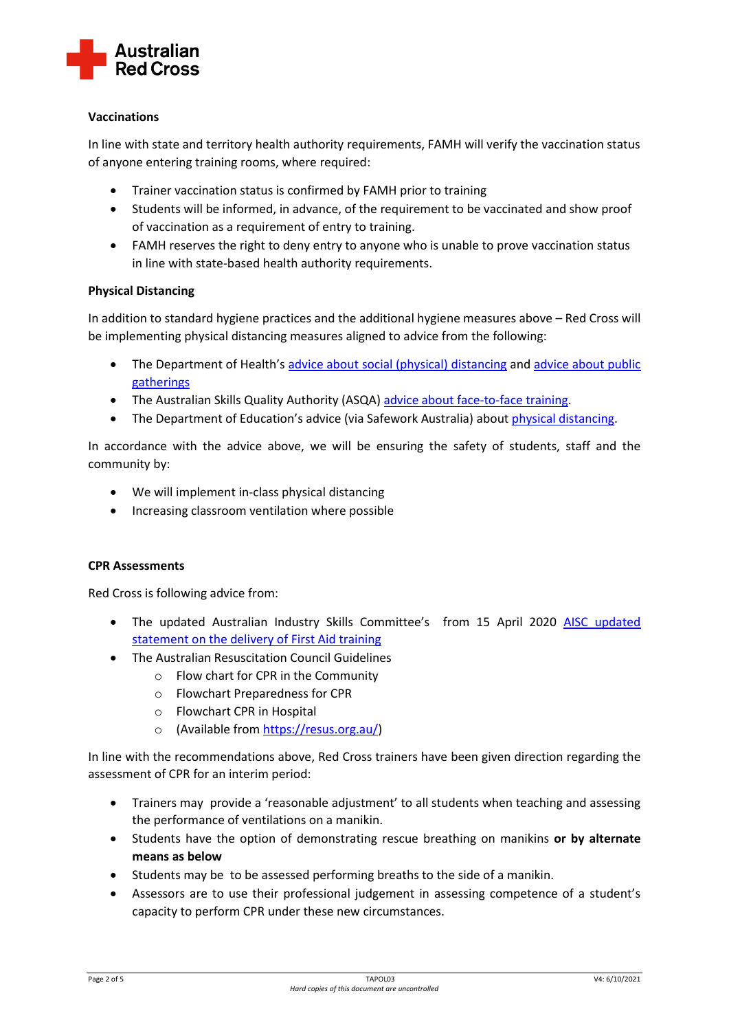**Vaccinations**

In line with state and territory health authority requirements, FAMH will verify the vaccination status of anyone entering training rooms, where required:

- Trainer vaccination status is confirmed by FAMH prior to training
- Students will be informed, in advance, of the requirement to be vaccinated and show proof of vaccination as a requirement of entry to training.
- FAMH reserves the right to deny entry to anyone who is unable to prove vaccination status in line with state-based health authority requirements.

**Physical Distancing**

In addition to standard hygiene practices and the additional hygiene measures above – Red Cross will be implementing physical distancing measures aligned to advice from the following:

- The Department of Health's advice about social (physical) distancing and advice about public gatherings
- The Australian Skills Quality Authority (ASQA) advice about face-to-face training.
- The Department of Education's advice (via Safework Australia) about physical distancing.

In accordance with the advice above, we will be ensuring the safety of students, staff and the community by:

- We will implement in-class physical distancing
- Increasing classroom ventilation where possible

**CPR Assessments**

Red Cross is following advice from:

- The updated Australian Industry Skills Committee's from 15 April 2020 AISC updated statement on the delivery of First Aid training
- The Australian Resuscitation Council Guidelines
  - Flow chart for CPR in the Community
  - Flowchart Preparedness for CPR
  - Flowchart CPR in Hospital
  - (Available from https://resus.org.au/)

In line with the recommendations above, Red Cross trainers have been given direction regarding the assessment of CPR for an interim period:

- Trainers may provide a 'reasonable adjustment' to all students when teaching and assessing the performance of ventilations on a manikin.
- Students have the option of demonstrating rescue breathing on manikins **or by alternate means as below**
- Students may be to be assessed performing breaths to the side of a manikin.
- Assessors are to use their professional judgement in assessing competence of a student's capacity to perform CPR under these new circumstances.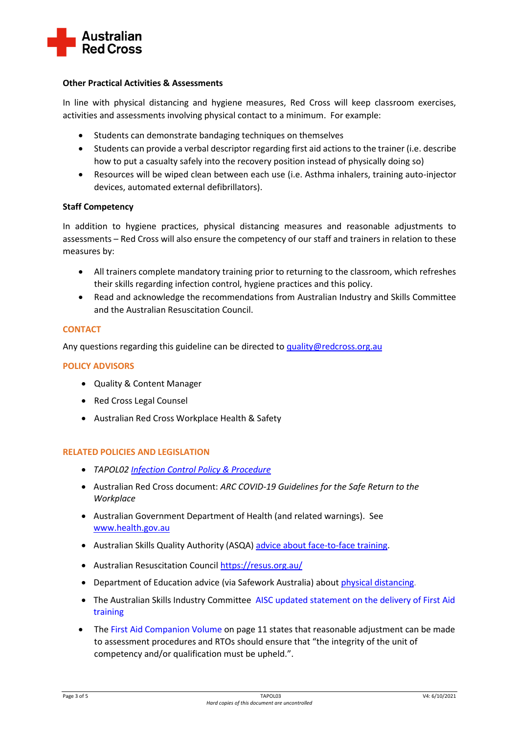### Other Practical Activities & Assessments

In line with physical distancing and hygiene measures, Red Cross will keep classroom exercises, activities and assessments involving physical contact to a minimum. For example:

- Students can demonstrate bandaging techniques on themselves
- Students can provide a verbal descriptor regarding first aid actions to the trainer (i.e. describe how to put a casualty safely into the recovery position instead of physically doing so)
- Resources will be wiped clean between each use (i.e. Asthma inhalers, training auto-injector devices, automated external defibrillators).

### Staff Competency

In addition to hygiene practices, physical distancing measures and reasonable adjustments to assessments – Red Cross will also ensure the competency of our staff and trainers in relation to these measures by:

- All trainers complete mandatory training prior to returning to the classroom, which refreshes their skills regarding infection control, hygiene practices and this policy.
- Read and acknowledge the recommendations from Australian Industry and Skills Committee and the Australian Resuscitation Council.

## CONTACT

Any questions regarding this guideline can be directed to quality@redcross.org.au

## POLICY ADVISORS

- Quality & Content Manager
- Red Cross Legal Counsel
- Australian Red Cross Workplace Health & Safety

## RELATED POLICIES AND LEGISLATION

- *TAPOL02 Infection Control Policy & Procedure*
- Australian Red Cross document: *ARC COVID-19 Guidelines for the Safe Return to the Workplace*
- Australian Government Department of Health (and related warnings). See www.health.gov.au
- Australian Skills Quality Authority (ASQA) advice about face-to-face training.
- Australian Resuscitation Council https://resus.org.au/
- Department of Education advice (via Safework Australia) about physical distancing.
- The Australian Skills Industry Committee AISC updated statement on the delivery of First Aid training
- The First Aid Companion Volume on page 11 states that reasonable adjustment can be made to assessment procedures and RTOs should ensure that "the integrity of the unit of competency and/or qualification must be upheld.".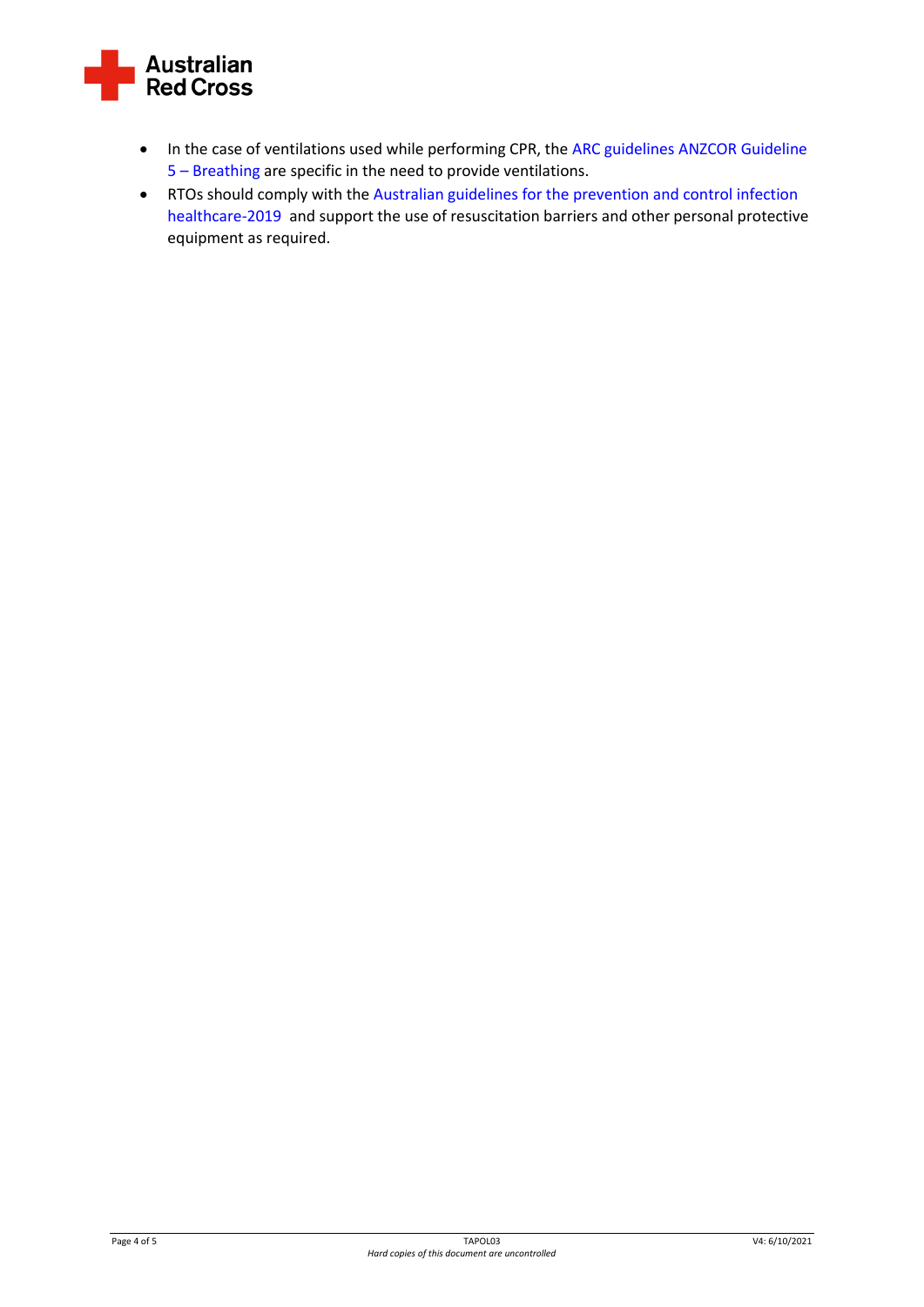- In the case of ventilations used while performing CPR, the ARC guidelines ANZCOR Guideline 5 – Breathing are specific in the need to provide ventilations.
- RTOs should comply with the Australian guidelines for the prevention and control infection healthcare-2019 and support the use of resuscitation barriers and other personal protective equipment as required.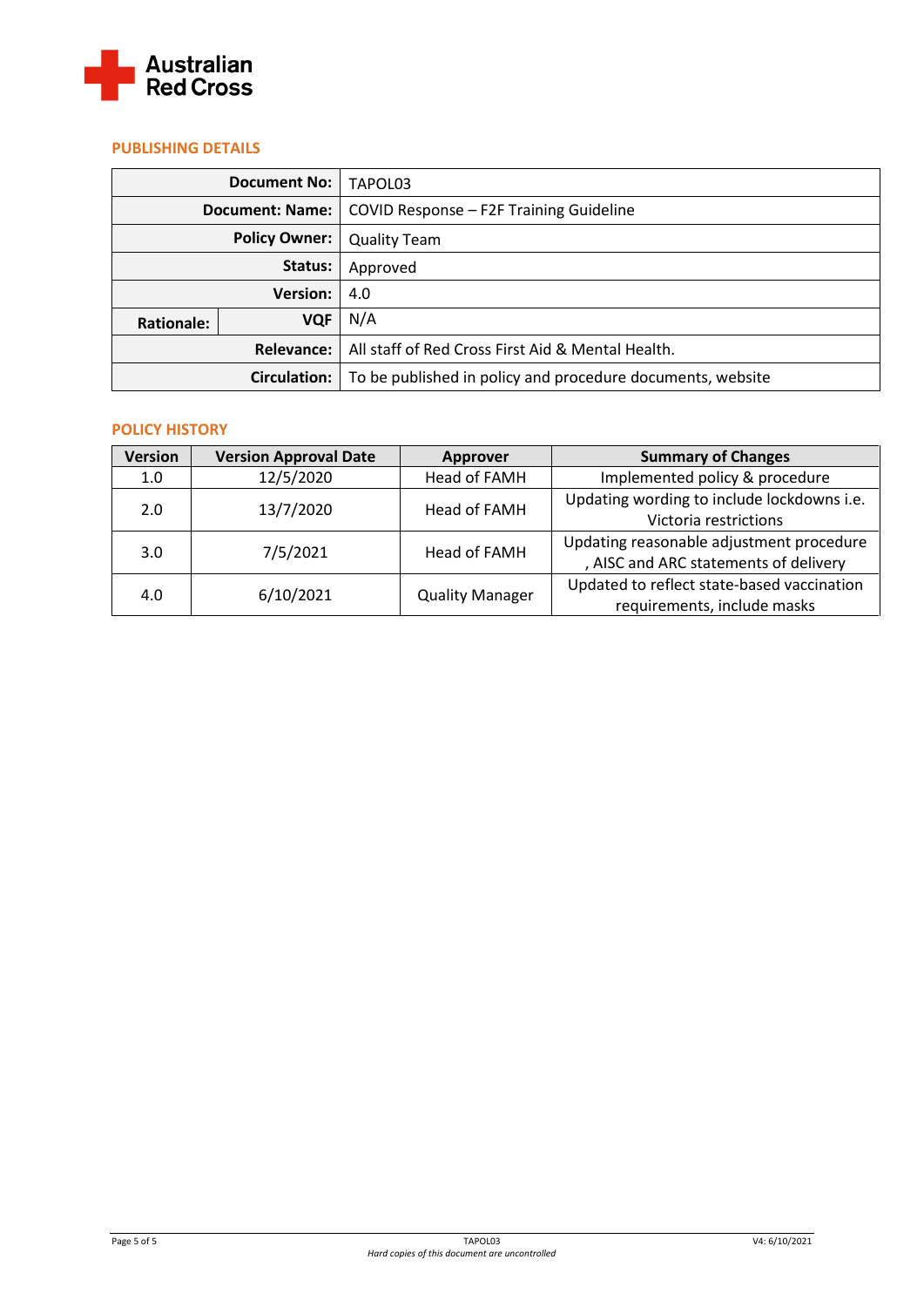## PUBLISHING DETAILS

| | | |
|---|---|---|
| **Document No:** | | TAPOL03 |
| **Document Name:** | | COVID Response – F2F Training Guideline |
| **Policy Owner:** | | Quality Team |
| **Status:** | | Approved |
| **Version:** | | 4.0 |
| **Rationale:** | **VQF** | N/A |
| **Relevance:** | | All staff of Red Cross First Aid & Mental Health. |
| **Circulation:** | | To be published in policy and procedure documents, website |

## POLICY HISTORY

| Version | Version Approval Date | Approver | Summary of Changes |
|---|---|---|---|
| 1.0 | 12/5/2020 | Head of FAMH | Implemented policy & procedure |
| 2.0 | 13/7/2020 | Head of FAMH | Updating wording to include lockdowns i.e. Victoria restrictions |
| 3.0 | 7/5/2021 | Head of FAMH | Updating reasonable adjustment procedure , AISC and ARC statements of delivery |
| 4.0 | 6/10/2021 | Quality Manager | Updated to reflect state-based vaccination requirements, include masks |